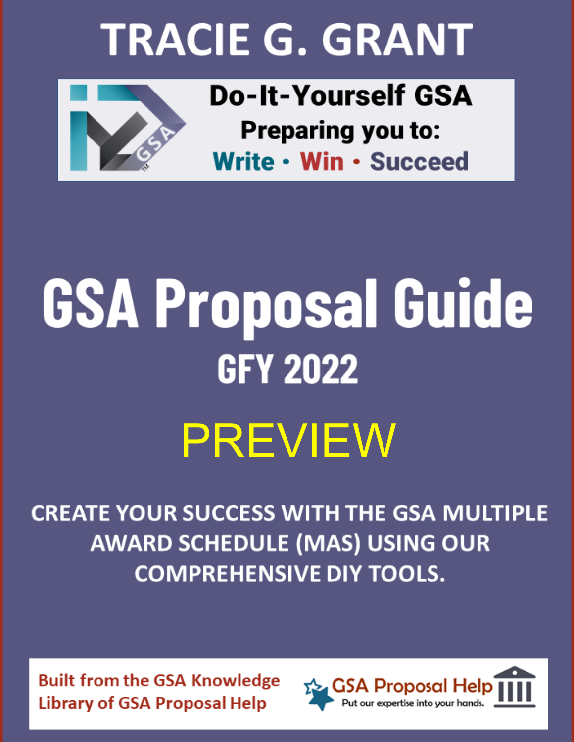# TRACIE G. GRANT

**Do-It-Yourself GSA**

**Preparing you to:**

**Write • Win • Succeed**

# GSA Proposal Guide

## GFY 2022

PREVIEW

CREATE YOUR SUCCESS WITH THE GSA MULTIPLE AWARD SCHEDULE (MAS) USING OUR COMPREHENSIVE DIY TOOLS.

Built from the GSA Knowledge Library of GSA Proposal Help

GSA Proposal Help

Put our expertise into your hands.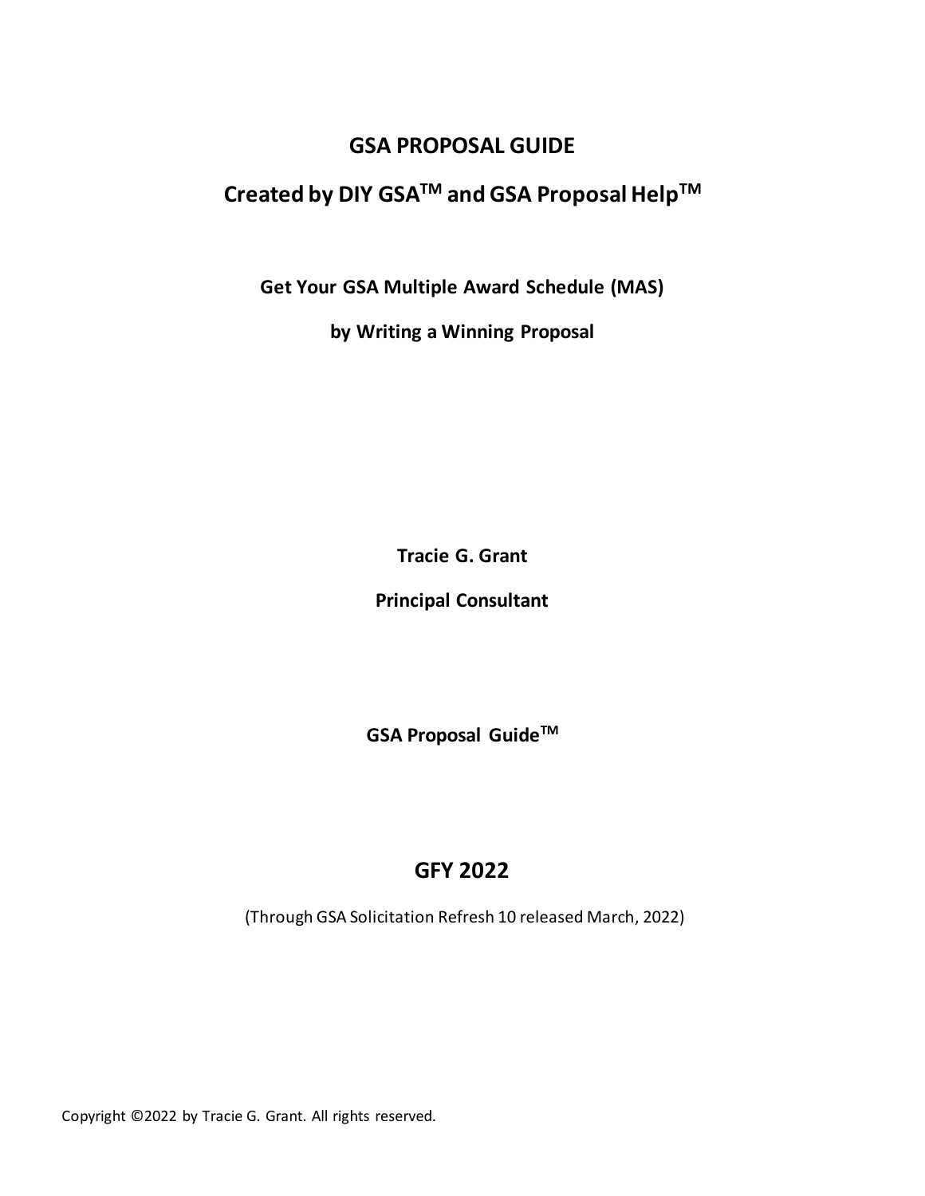# GSA PROPOSAL GUIDE

## Created by DIY GSA™ and GSA Proposal Help™

**Get Your GSA Multiple Award Schedule (MAS)**

**by Writing a Winning Proposal**

**Tracie G. Grant**

**Principal Consultant**

**GSA Proposal Guide™**

## GFY 2022

(Through GSA Solicitation Refresh 10 released March, 2022)

Copyright ©2022 by Tracie G. Grant. All rights reserved.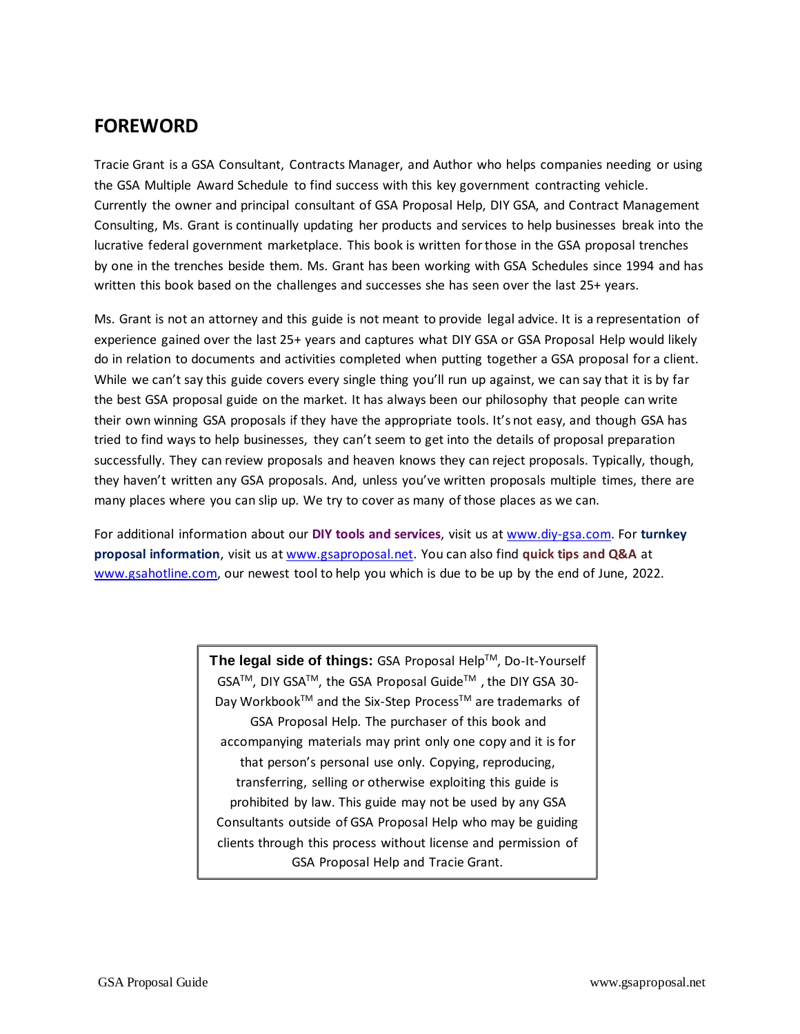## FOREWORD

Tracie Grant is a GSA Consultant, Contracts Manager, and Author who helps companies needing or using the GSA Multiple Award Schedule to find success with this key government contracting vehicle. Currently the owner and principal consultant of GSA Proposal Help, DIY GSA, and Contract Management Consulting, Ms. Grant is continually updating her products and services to help businesses break into the lucrative federal government marketplace. This book is written for those in the GSA proposal trenches by one in the trenches beside them. Ms. Grant has been working with GSA Schedules since 1994 and has written this book based on the challenges and successes she has seen over the last 25+ years.

Ms. Grant is not an attorney and this guide is not meant to provide legal advice. It is a representation of experience gained over the last 25+ years and captures what DIY GSA or GSA Proposal Help would likely do in relation to documents and activities completed when putting together a GSA proposal for a client. While we can't say this guide covers every single thing you'll run up against, we can say that it is by far the best GSA proposal guide on the market. It has always been our philosophy that people can write their own winning GSA proposals if they have the appropriate tools. It's not easy, and though GSA has tried to find ways to help businesses, they can't seem to get into the details of proposal preparation successfully. They can review proposals and heaven knows they can reject proposals. Typically, though, they haven't written any GSA proposals. And, unless you've written proposals multiple times, there are many places where you can slip up. We try to cover as many of those places as we can.

For additional information about our **DIY tools and services**, visit us at www.diy-gsa.com. For **turnkey proposal information**, visit us at www.gsaproposal.net. You can also find **quick tips and Q&A** at www.gsahotline.com, our newest tool to help you which is due to be up by the end of June, 2022.

> **The legal side of things:** GSA Proposal Help™, Do-It-Yourself GSA™, DIY GSA™, the GSA Proposal Guide™ , the DIY GSA 30-Day Workbook™ and the Six-Step Process™ are trademarks of GSA Proposal Help. The purchaser of this book and accompanying materials may print only one copy and it is for that person's personal use only. Copying, reproducing, transferring, selling or otherwise exploiting this guide is prohibited by law. This guide may not be used by any GSA Consultants outside of GSA Proposal Help who may be guiding clients through this process without license and permission of GSA Proposal Help and Tracie Grant.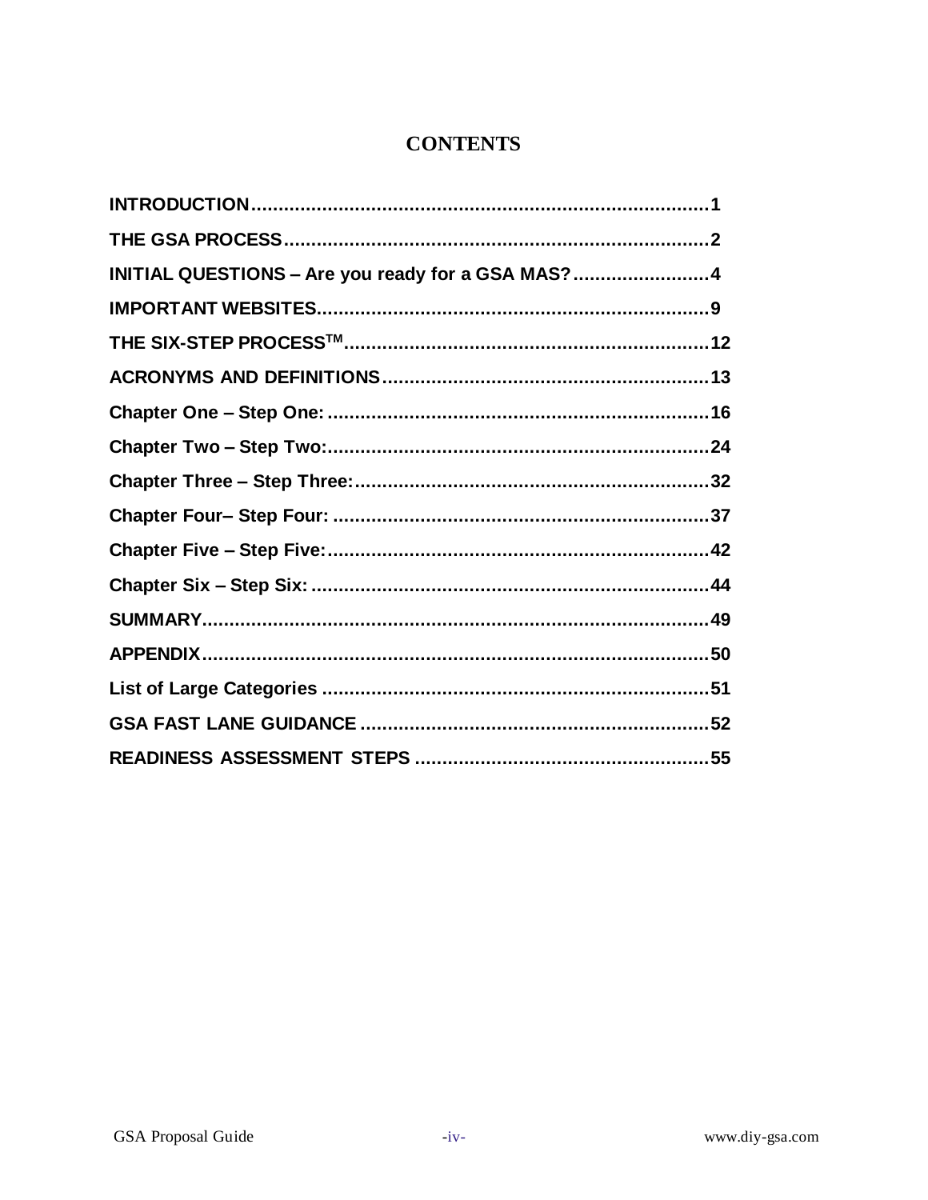# CONTENTS

INTRODUCTION....................................................................................1

THE GSA PROCESS..............................................................................2

INITIAL QUESTIONS – Are you ready for a GSA MAS?.........................4

IMPORTANT WEBSITES.......................................................................9

THE SIX-STEP PROCESS™...................................................................12

ACRONYMS AND DEFINITIONS............................................................13

Chapter One – Step One: ......................................................................16

Chapter Two – Step Two:......................................................................24

Chapter Three – Step Three:.................................................................32

Chapter Four– Step Four: .....................................................................37

Chapter Five – Step Five:......................................................................42

Chapter Six – Step Six: .........................................................................44

SUMMARY.............................................................................................49

APPENDIX.............................................................................................50

List of Large Categories .......................................................................51

GSA FAST LANE GUIDANCE ................................................................52

READINESS ASSESSMENT STEPS ......................................................55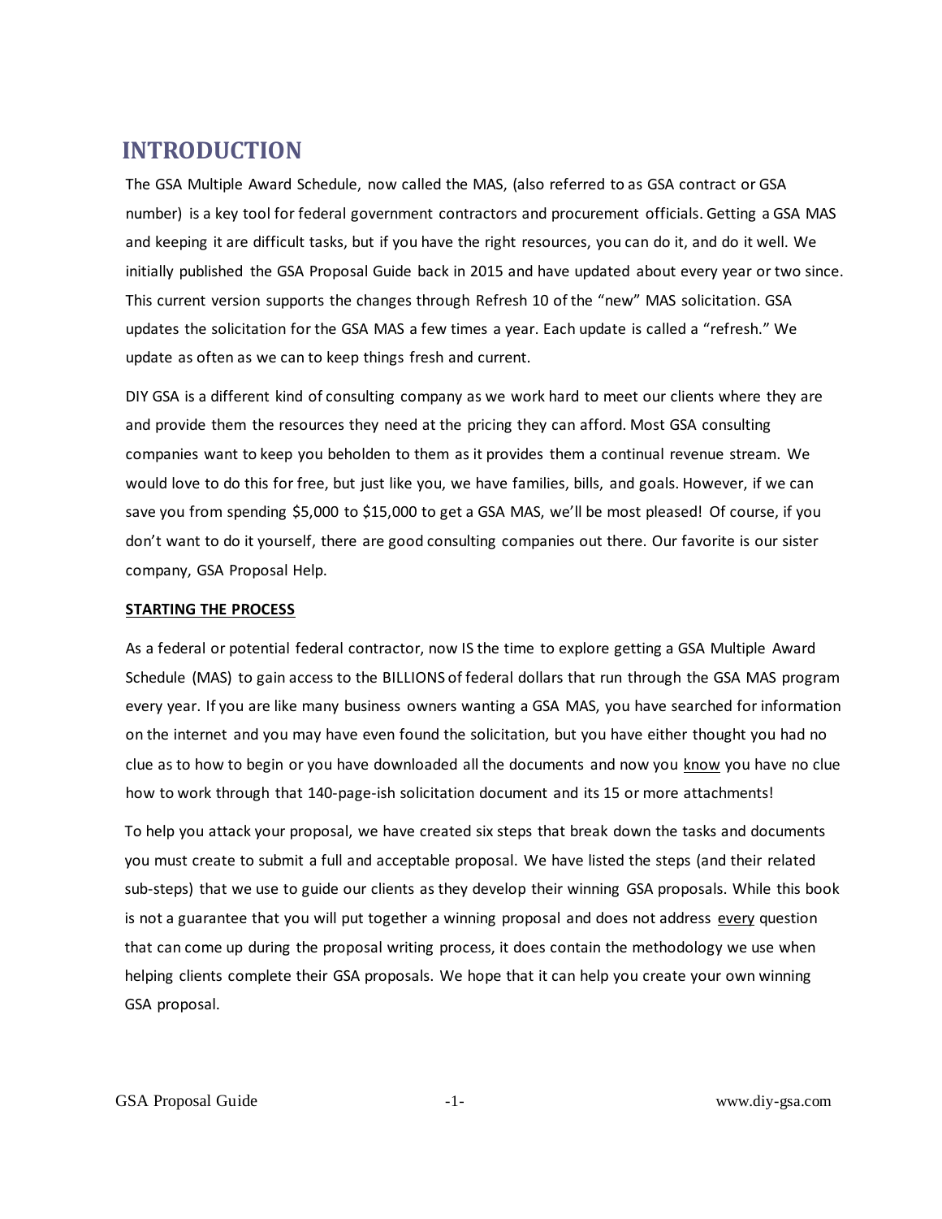# INTRODUCTION

The GSA Multiple Award Schedule, now called the MAS, (also referred to as GSA contract or GSA number) is a key tool for federal government contractors and procurement officials. Getting a GSA MAS and keeping it are difficult tasks, but if you have the right resources, you can do it, and do it well. We initially published the GSA Proposal Guide back in 2015 and have updated about every year or two since. This current version supports the changes through Refresh 10 of the "new" MAS solicitation. GSA updates the solicitation for the GSA MAS a few times a year. Each update is called a "refresh." We update as often as we can to keep things fresh and current.

DIY GSA is a different kind of consulting company as we work hard to meet our clients where they are and provide them the resources they need at the pricing they can afford. Most GSA consulting companies want to keep you beholden to them as it provides them a continual revenue stream. We would love to do this for free, but just like you, we have families, bills, and goals. However, if we can save you from spending $5,000 to $15,000 to get a GSA MAS, we'll be most pleased! Of course, if you don't want to do it yourself, there are good consulting companies out there. Our favorite is our sister company, GSA Proposal Help.

**STARTING THE PROCESS**

As a federal or potential federal contractor, now IS the time to explore getting a GSA Multiple Award Schedule (MAS) to gain access to the BILLIONS of federal dollars that run through the GSA MAS program every year. If you are like many business owners wanting a GSA MAS, you have searched for information on the internet and you may have even found the solicitation, but you have either thought you had no clue as to how to begin or you have downloaded all the documents and now you know you have no clue how to work through that 140-page-ish solicitation document and its 15 or more attachments!

To help you attack your proposal, we have created six steps that break down the tasks and documents you must create to submit a full and acceptable proposal. We have listed the steps (and their related sub-steps) that we use to guide our clients as they develop their winning GSA proposals. While this book is not a guarantee that you will put together a winning proposal and does not address every question that can come up during the proposal writing process, it does contain the methodology we use when helping clients complete their GSA proposals. We hope that it can help you create your own winning GSA proposal.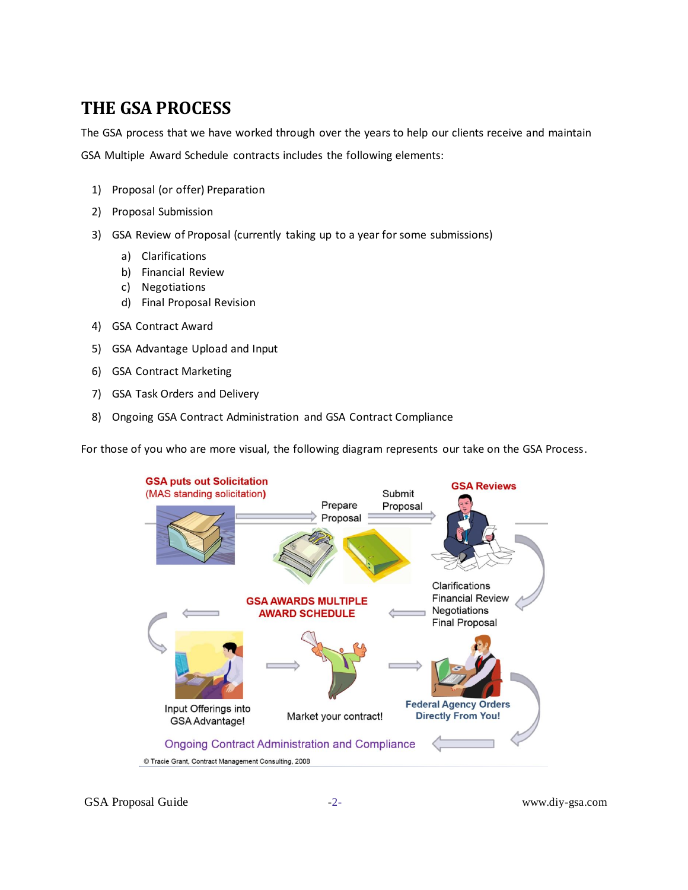# THE GSA PROCESS

The GSA process that we have worked through over the years to help our clients receive and maintain GSA Multiple Award Schedule contracts includes the following elements:

1) Proposal (or offer) Preparation
2) Proposal Submission
3) GSA Review of Proposal (currently taking up to a year for some submissions)
   a) Clarifications
   b) Financial Review
   c) Negotiations
   d) Final Proposal Revision
4) GSA Contract Award
5) GSA Advantage Upload and Input
6) GSA Contract Marketing
7) GSA Task Orders and Delivery
8) Ongoing GSA Contract Administration and GSA Contract Compliance

For those of you who are more visual, the following diagram represents our take on the GSA Process.

GSA puts out Solicitation (MAS standing solicitation)

Prepare Proposal

Submit Proposal

GSA Reviews

Clarifications
Financial Review
Negotiations
Final Proposal

GSA AWARDS MULTIPLE AWARD SCHEDULE

Input Offerings into GSA Advantage!

Market your contract!

Federal Agency Orders Directly From You!

Ongoing Contract Administration and Compliance

© Tracie Grant, Contract Management Consulting, 2008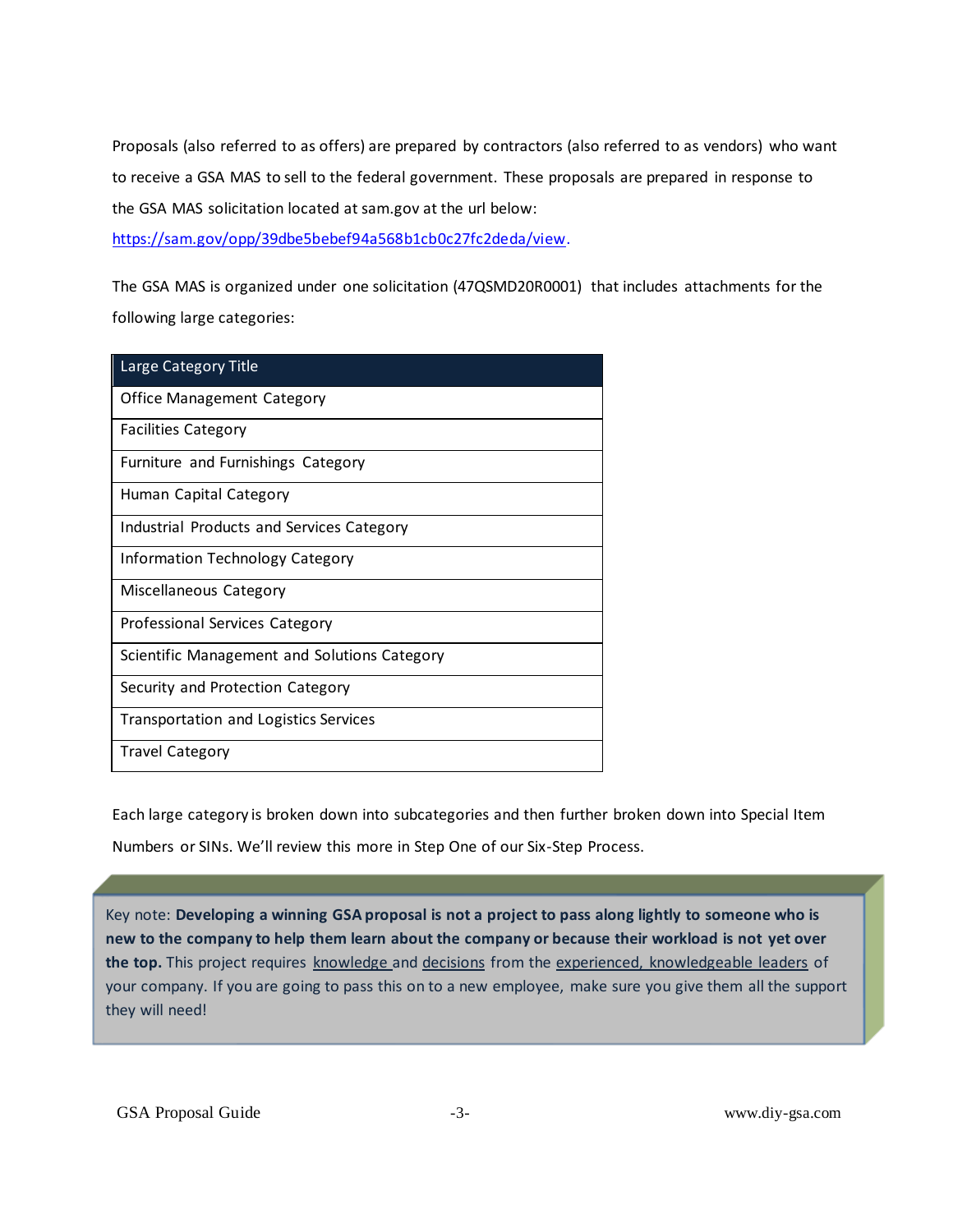Proposals (also referred to as offers) are prepared by contractors (also referred to as vendors) who want to receive a GSA MAS to sell to the federal government. These proposals are prepared in response to the GSA MAS solicitation located at sam.gov at the url below: [https://sam.gov/opp/39dbe5bebef94a568b1cb0c27fc2deda/view](https://sam.gov/opp/39dbe5bebef94a568b1cb0c27fc2deda/view).

The GSA MAS is organized under one solicitation (47QSMD20R0001) that includes attachments for the following large categories:

| Large Category Title |
|---|
| Office Management Category |
| Facilities Category |
| Furniture and Furnishings Category |
| Human Capital Category |
| Industrial Products and Services Category |
| Information Technology Category |
| Miscellaneous Category |
| Professional Services Category |
| Scientific Management and Solutions Category |
| Security and Protection Category |
| Transportation and Logistics Services |
| Travel Category |

Each large category is broken down into subcategories and then further broken down into Special Item Numbers or SINs. We'll review this more in Step One of our Six-Step Process.

> Key note: **Developing a winning GSA proposal is not a project to pass along lightly to someone who is new to the company to help them learn about the company or because their workload is not yet over the top.** This project requires knowledge and decisions from the experienced, knowledgeable leaders of your company. If you are going to pass this on to a new employee, make sure you give them all the support they will need!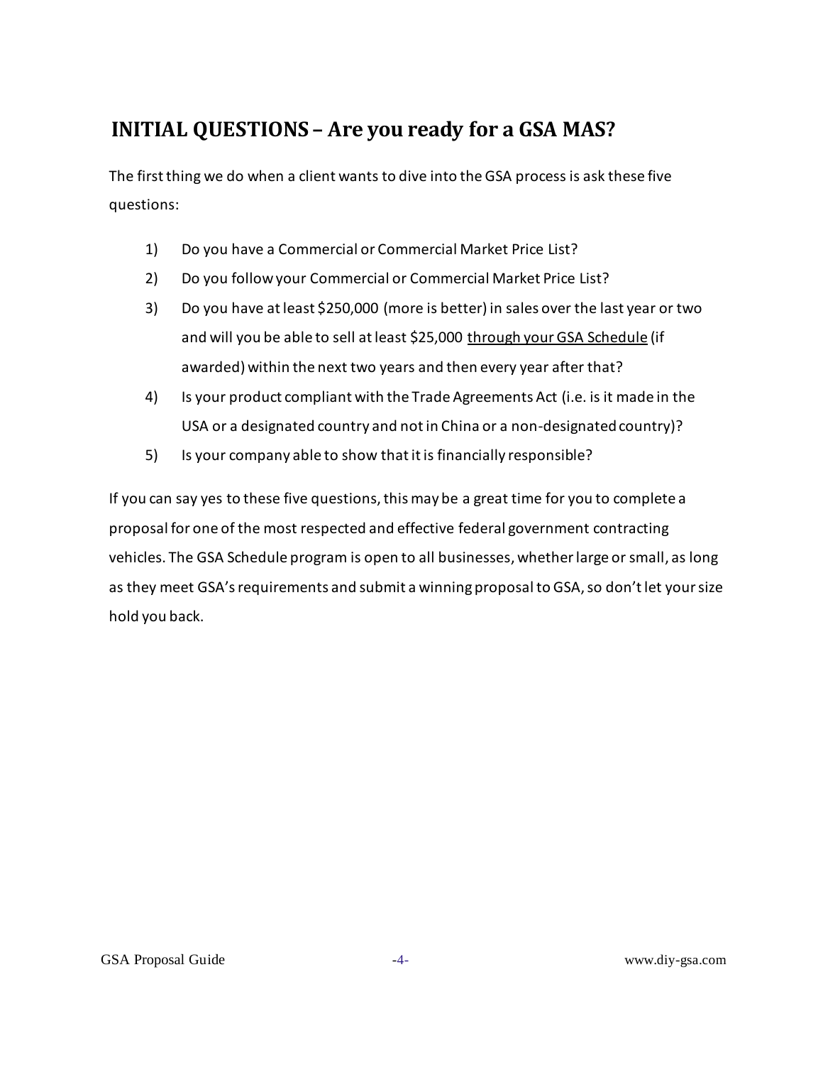## INITIAL QUESTIONS – Are you ready for a GSA MAS?

The first thing we do when a client wants to dive into the GSA process is ask these five questions:

1) Do you have a Commercial or Commercial Market Price List?
2) Do you follow your Commercial or Commercial Market Price List?
3) Do you have at least $250,000 (more is better) in sales over the last year or two and will you be able to sell at least $25,000 <u>through your GSA Schedule</u> (if awarded) within the next two years and then every year after that?
4) Is your product compliant with the Trade Agreements Act (i.e. is it made in the USA or a designated country and not in China or a non-designated country)?
5) Is your company able to show that it is financially responsible?

If you can say yes to these five questions, this may be a great time for you to complete a proposal for one of the most respected and effective federal government contracting vehicles. The GSA Schedule program is open to all businesses, whether large or small, as long as they meet GSA's requirements and submit a winning proposal to GSA, so don't let your size hold you back.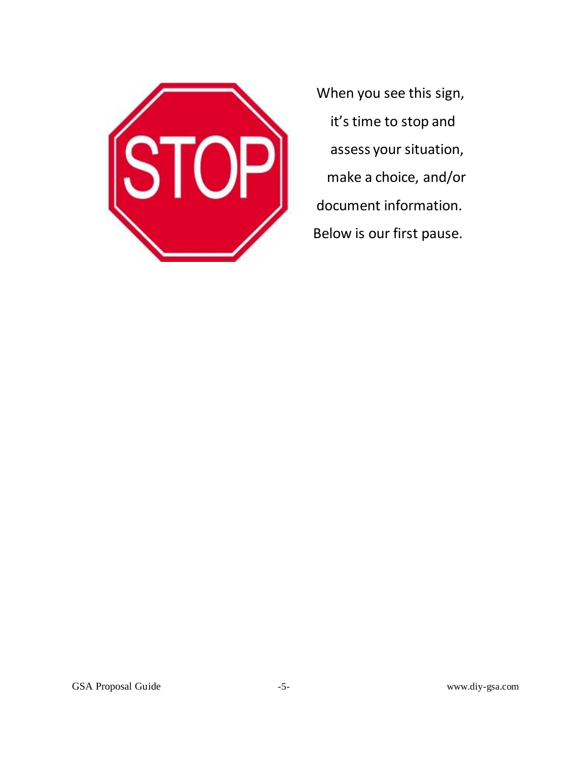When you see this sign, it's time to stop and assess your situation, make a choice, and/or document information. Below is our first pause.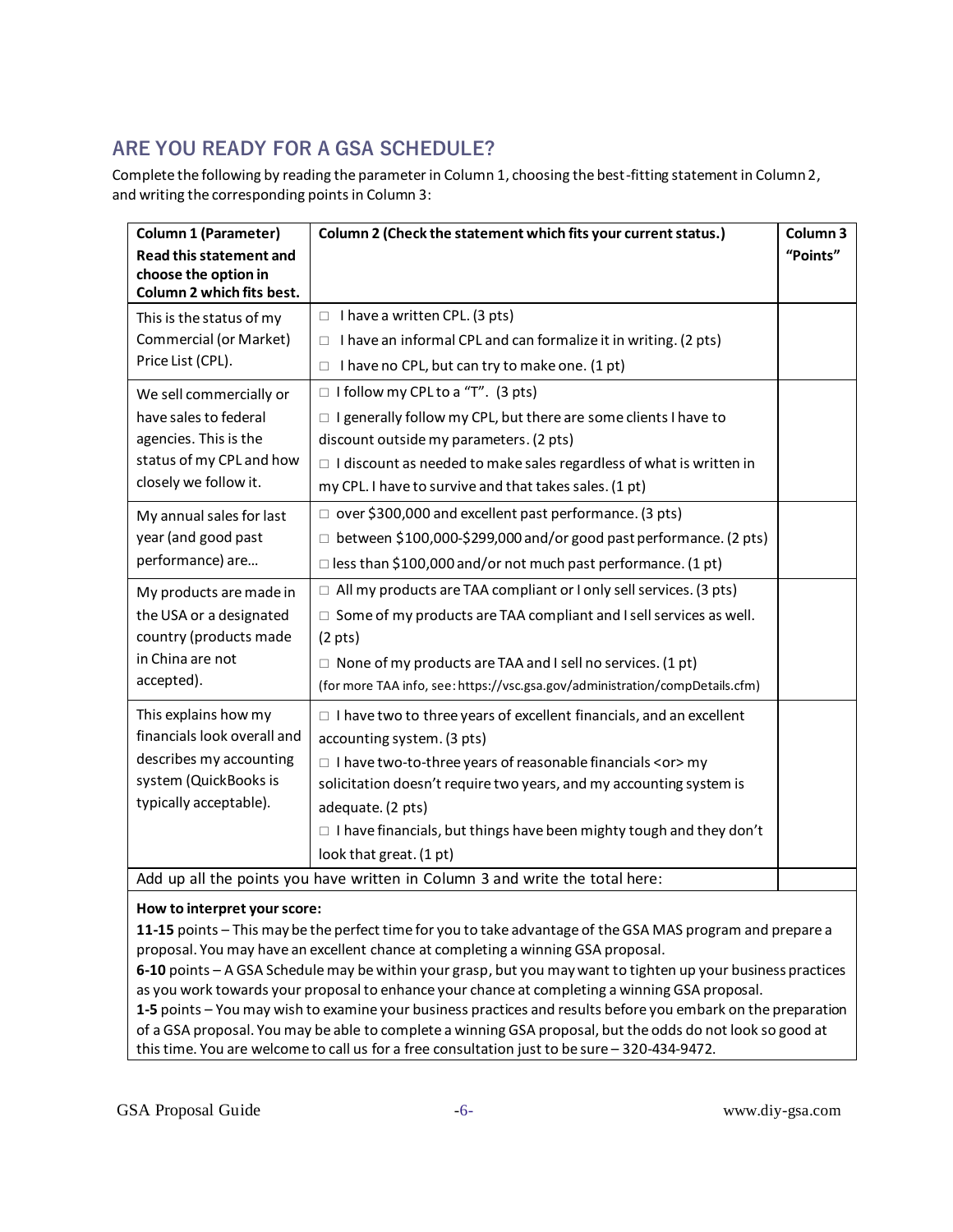## ARE YOU READY FOR A GSA SCHEDULE?

Complete the following by reading the parameter in Column 1, choosing the best-fitting statement in Column 2, and writing the corresponding points in Column 3:

| **Column 1 (Parameter)** **Read this statement and choose the option in Column 2 which fits best.** | **Column 2 (Check the statement which fits your current status.)** | **Column 3 "Points"** |
|---|---|---|
| This is the status of my Commercial (or Market) Price List (CPL). | □ I have a written CPL. (3 pts)<br>□ I have an informal CPL and can formalize it in writing. (2 pts)<br>□ I have no CPL, but can try to make one. (1 pt) | |
| We sell commercially or have sales to federal agencies. This is the status of my CPL and how closely we follow it. | □ I follow my CPL to a "T". (3 pts)<br>□ I generally follow my CPL, but there are some clients I have to discount outside my parameters. (2 pts)<br>□ I discount as needed to make sales regardless of what is written in my CPL. I have to survive and that takes sales. (1 pt) | |
| My annual sales for last year (and good past performance) are… | □ over $300,000 and excellent past performance. (3 pts)<br>□ between $100,000-$299,000 and/or good past performance. (2 pts)<br>□ less than $100,000 and/or not much past performance. (1 pt) | |
| My products are made in the USA or a designated country (products made in China are not accepted). | □ All my products are TAA compliant or I only sell services. (3 pts)<br>□ Some of my products are TAA compliant and I sell services as well. (2 pts)<br>□ None of my products are TAA and I sell no services. (1 pt)<br>(for more TAA info, see: https://vsc.gsa.gov/administration/compDetails.cfm) | |
| This explains how my financials look overall and describes my accounting system (QuickBooks is typically acceptable). | □ I have two to three years of excellent financials, and an excellent accounting system. (3 pts)<br>□ I have two-to-three years of reasonable financials <or> my solicitation doesn't require two years, and my accounting system is adequate. (2 pts)<br>□ I have financials, but things have been mighty tough and they don't look that great. (1 pt) | |
| Add up all the points you have written in Column 3 and write the total here: | | |

**How to interpret your score:**

**11-15** points – This may be the perfect time for you to take advantage of the GSA MAS program and prepare a proposal. You may have an excellent chance at completing a winning GSA proposal.

**6-10** points – A GSA Schedule may be within your grasp, but you may want to tighten up your business practices as you work towards your proposal to enhance your chance at completing a winning GSA proposal.

**1-5** points – You may wish to examine your business practices and results before you embark on the preparation of a GSA proposal. You may be able to complete a winning GSA proposal, but the odds do not look so good at this time. You are welcome to call us for a free consultation just to be sure – 320-434-9472.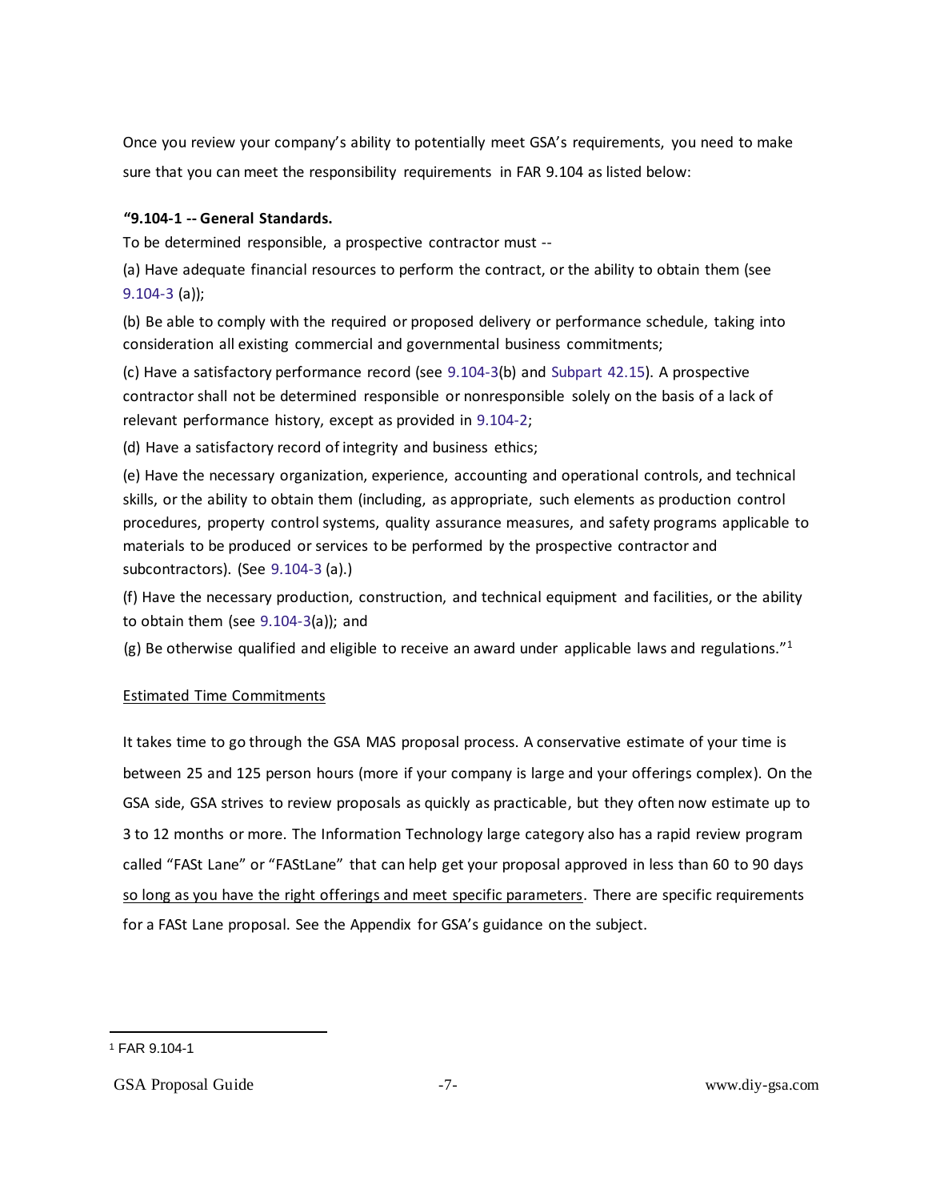Once you review your company's ability to potentially meet GSA's requirements, you need to make sure that you can meet the responsibility requirements in FAR 9.104 as listed below:

**"9.104-1 -- General Standards.**

To be determined responsible, a prospective contractor must --

(a) Have adequate financial resources to perform the contract, or the ability to obtain them (see 9.104-3 (a));

(b) Be able to comply with the required or proposed delivery or performance schedule, taking into consideration all existing commercial and governmental business commitments;

(c) Have a satisfactory performance record (see 9.104-3(b) and Subpart 42.15). A prospective contractor shall not be determined responsible or nonresponsible solely on the basis of a lack of relevant performance history, except as provided in 9.104-2;

(d) Have a satisfactory record of integrity and business ethics;

(e) Have the necessary organization, experience, accounting and operational controls, and technical skills, or the ability to obtain them (including, as appropriate, such elements as production control procedures, property control systems, quality assurance measures, and safety programs applicable to materials to be produced or services to be performed by the prospective contractor and subcontractors). (See 9.104-3 (a).)

(f) Have the necessary production, construction, and technical equipment and facilities, or the ability to obtain them (see 9.104-3(a)); and

(g) Be otherwise qualified and eligible to receive an award under applicable laws and regulations."[1]

<u>Estimated Time Commitments</u>

It takes time to go through the GSA MAS proposal process. A conservative estimate of your time is between 25 and 125 person hours (more if your company is large and your offerings complex). On the GSA side, GSA strives to review proposals as quickly as practicable, but they often now estimate up to 3 to 12 months or more. The Information Technology large category also has a rapid review program called "FASt Lane" or "FAStLane" that can help get your proposal approved in less than 60 to 90 days <u>so long as you have the right offerings and meet specific parameters</u>. There are specific requirements for a FASt Lane proposal. See the Appendix for GSA's guidance on the subject.

---

[1] FAR 9.104-1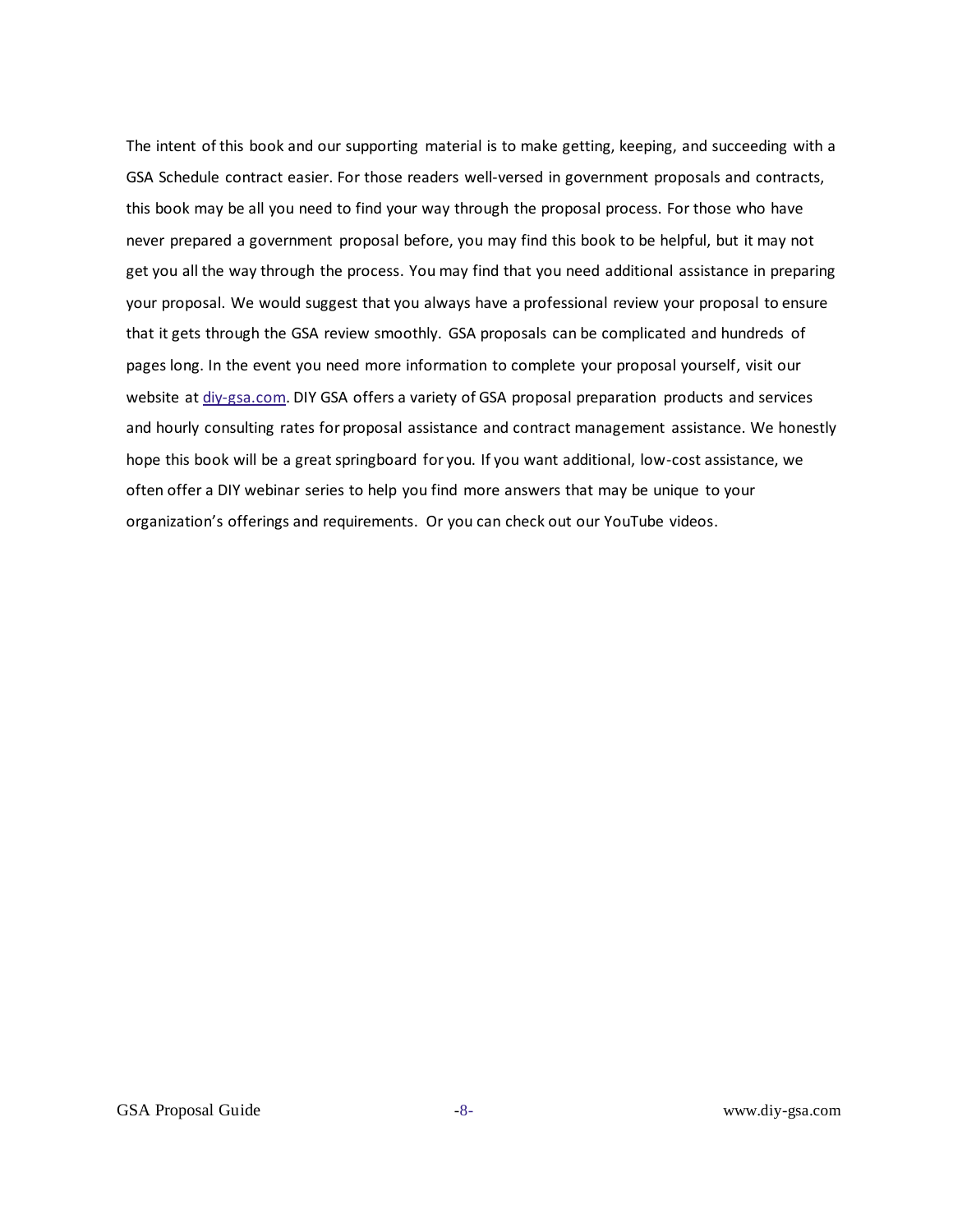The intent of this book and our supporting material is to make getting, keeping, and succeeding with a GSA Schedule contract easier. For those readers well-versed in government proposals and contracts, this book may be all you need to find your way through the proposal process. For those who have never prepared a government proposal before, you may find this book to be helpful, but it may not get you all the way through the process. You may find that you need additional assistance in preparing your proposal. We would suggest that you always have a professional review your proposal to ensure that it gets through the GSA review smoothly. GSA proposals can be complicated and hundreds of pages long. In the event you need more information to complete your proposal yourself, visit our website at [diy-gsa.com](http://diy-gsa.com). DIY GSA offers a variety of GSA proposal preparation products and services and hourly consulting rates for proposal assistance and contract management assistance. We honestly hope this book will be a great springboard for you. If you want additional, low-cost assistance, we often offer a DIY webinar series to help you find more answers that may be unique to your organization's offerings and requirements. Or you can check out our YouTube videos.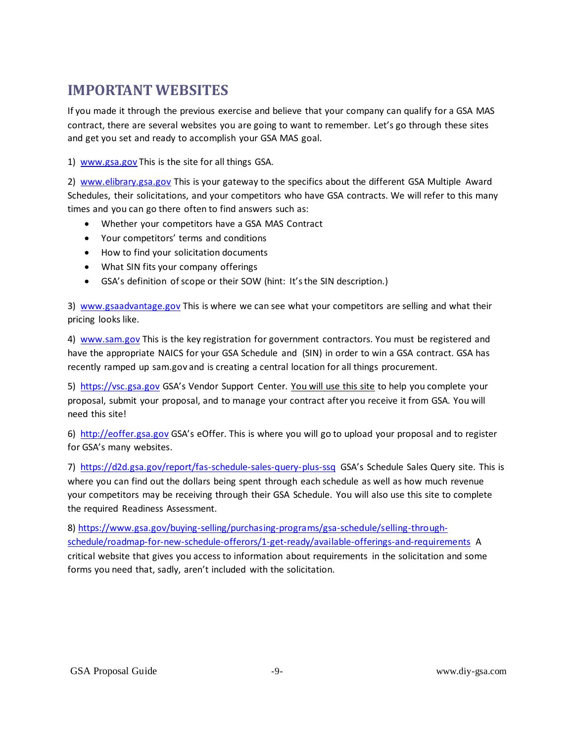## IMPORTANT WEBSITES

If you made it through the previous exercise and believe that your company can qualify for a GSA MAS contract, there are several websites you are going to want to remember. Let's go through these sites and get you set and ready to accomplish your GSA MAS goal.

1) [www.gsa.gov](www.gsa.gov) This is the site for all things GSA.

2) [www.elibrary.gsa.gov](www.elibrary.gsa.gov) This is your gateway to the specifics about the different GSA Multiple Award Schedules, their solicitations, and your competitors who have GSA contracts. We will refer to this many times and you can go there often to find answers such as:

- Whether your competitors have a GSA MAS Contract
- Your competitors' terms and conditions
- How to find your solicitation documents
- What SIN fits your company offerings
- GSA's definition of scope or their SOW (hint: It's the SIN description.)

3) [www.gsaadvantage.gov](www.gsaadvantage.gov) This is where we can see what your competitors are selling and what their pricing looks like.

4) [www.sam.gov](www.sam.gov) This is the key registration for government contractors. You must be registered and have the appropriate NAICS for your GSA Schedule and (SIN) in order to win a GSA contract. GSA has recently ramped up sam.gov and is creating a central location for all things procurement.

5) [https://vsc.gsa.gov](https://vsc.gsa.gov) GSA's Vendor Support Center. You will use this site to help you complete your proposal, submit your proposal, and to manage your contract after you receive it from GSA. You will need this site!

6) [http://eoffer.gsa.gov](http://eoffer.gsa.gov) GSA's eOffer. This is where you will go to upload your proposal and to register for GSA's many websites.

7) [https://d2d.gsa.gov/report/fas-schedule-sales-query-plus-ssq](https://d2d.gsa.gov/report/fas-schedule-sales-query-plus-ssq) GSA's Schedule Sales Query site. This is where you can find out the dollars being spent through each schedule as well as how much revenue your competitors may be receiving through their GSA Schedule. You will also use this site to complete the required Readiness Assessment.

8) [https://www.gsa.gov/buying-selling/purchasing-programs/gsa-schedule/selling-through-schedule/roadmap-for-new-schedule-offerors/1-get-ready/available-offerings-and-requirements](https://www.gsa.gov/buying-selling/purchasing-programs/gsa-schedule/selling-through-schedule/roadmap-for-new-schedule-offerors/1-get-ready/available-offerings-and-requirements) A critical website that gives you access to information about requirements in the solicitation and some forms you need that, sadly, aren't included with the solicitation.